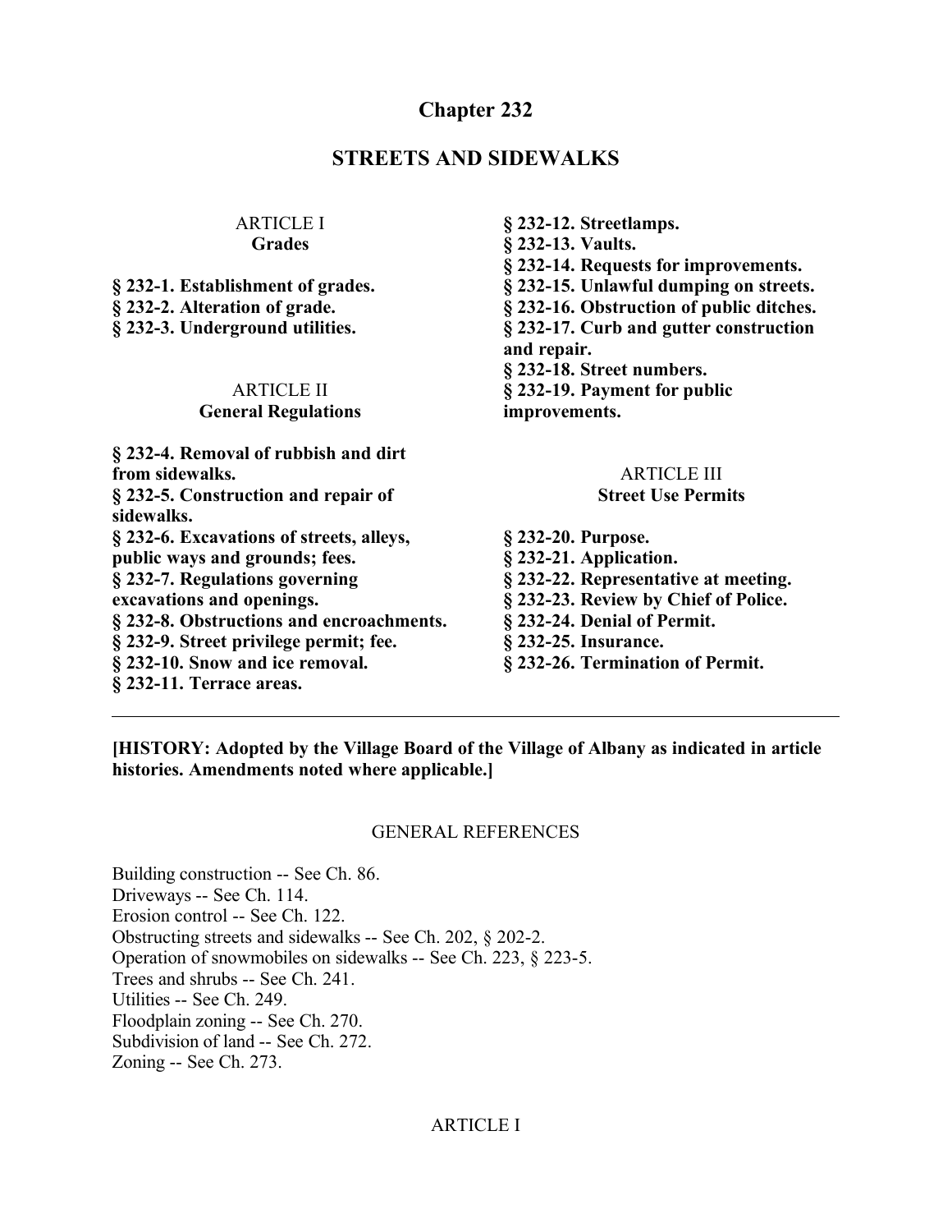# Chapter 232

## STREETS AND SIDEWALKS

ARTICLE I
**Grades**

**§ 232-1. Establishment of grades.**
**§ 232-2. Alteration of grade.**
**§ 232-3. Underground utilities.**

ARTICLE II
**General Regulations**

**§ 232-4. Removal of rubbish and dirt from sidewalks.**
**§ 232-5. Construction and repair of sidewalks.**
**§ 232-6. Excavations of streets, alleys, public ways and grounds; fees.**
**§ 232-7. Regulations governing excavations and openings.**
**§ 232-8. Obstructions and encroachments.**
**§ 232-9. Street privilege permit; fee.**
**§ 232-10. Snow and ice removal.**
**§ 232-11. Terrace areas.**
**§ 232-12. Streetlamps.**
**§ 232-13. Vaults.**
**§ 232-14. Requests for improvements.**
**§ 232-15. Unlawful dumping on streets.**
**§ 232-16. Obstruction of public ditches.**
**§ 232-17. Curb and gutter construction and repair.**
**§ 232-18. Street numbers.**
**§ 232-19. Payment for public improvements.**

ARTICLE III
**Street Use Permits**

**§ 232-20. Purpose.**
**§ 232-21. Application.**
**§ 232-22. Representative at meeting.**
**§ 232-23. Review by Chief of Police.**
**§ 232-24. Denial of Permit.**
**§ 232-25. Insurance.**
**§ 232-26. Termination of Permit.**

---

**[HISTORY: Adopted by the Village Board of the Village of Albany as indicated in article histories. Amendments noted where applicable.]**

GENERAL REFERENCES

Building construction -- See Ch. 86.
Driveways -- See Ch. 114.
Erosion control -- See Ch. 122.
Obstructing streets and sidewalks -- See Ch. 202, § 202-2.
Operation of snowmobiles on sidewalks -- See Ch. 223, § 223-5.
Trees and shrubs -- See Ch. 241.
Utilities -- See Ch. 249.
Floodplain zoning -- See Ch. 270.
Subdivision of land -- See Ch. 272.
Zoning -- See Ch. 273.

ARTICLE I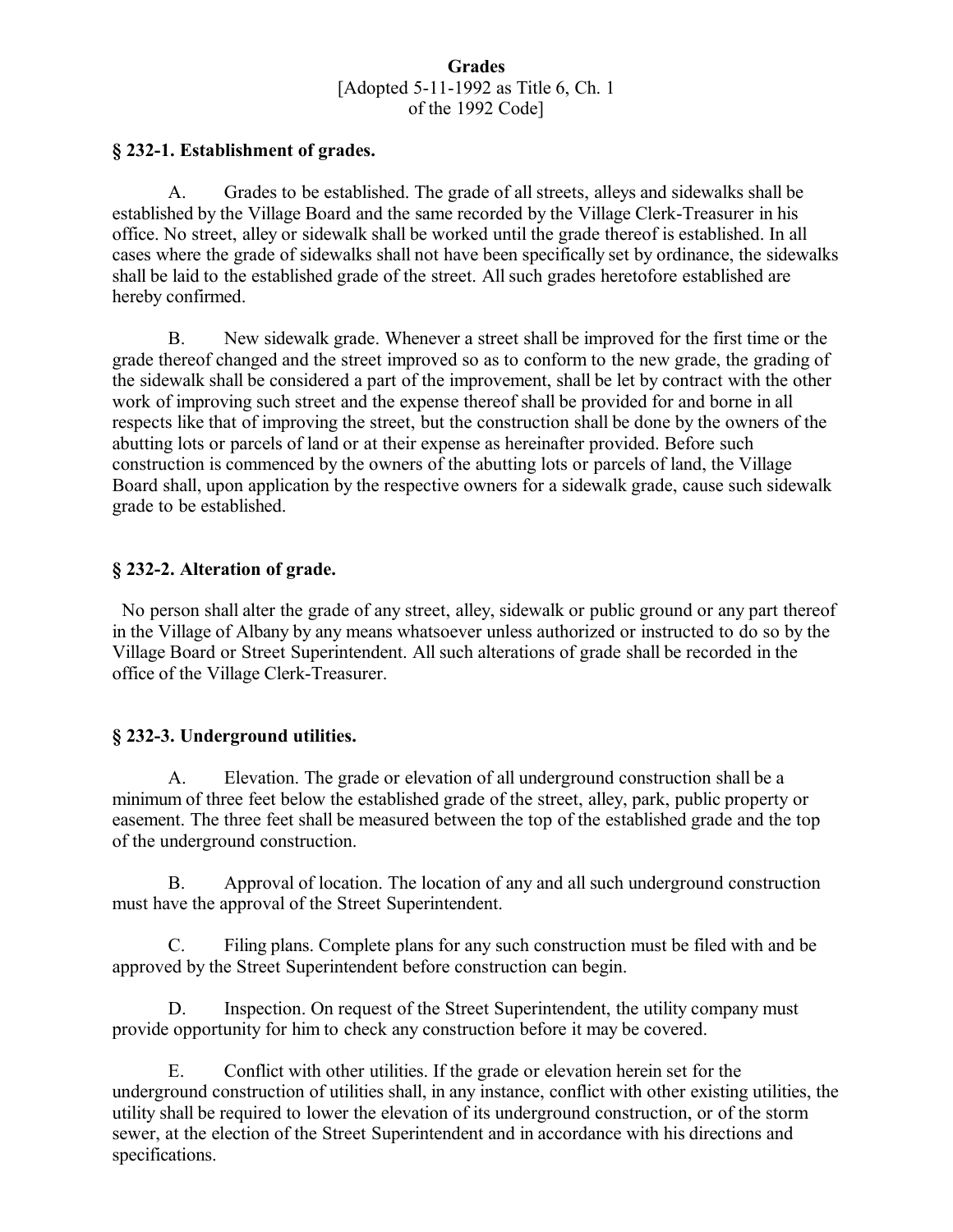# Grades

[Adopted 5-11-1992 as Title 6, Ch. 1 of the 1992 Code]

## § 232-1. Establishment of grades.

A. Grades to be established. The grade of all streets, alleys and sidewalks shall be established by the Village Board and the same recorded by the Village Clerk-Treasurer in his office. No street, alley or sidewalk shall be worked until the grade thereof is established. In all cases where the grade of sidewalks shall not have been specifically set by ordinance, the sidewalks shall be laid to the established grade of the street. All such grades heretofore established are hereby confirmed.

B. New sidewalk grade. Whenever a street shall be improved for the first time or the grade thereof changed and the street improved so as to conform to the new grade, the grading of the sidewalk shall be considered a part of the improvement, shall be let by contract with the other work of improving such street and the expense thereof shall be provided for and borne in all respects like that of improving the street, but the construction shall be done by the owners of the abutting lots or parcels of land or at their expense as hereinafter provided. Before such construction is commenced by the owners of the abutting lots or parcels of land, the Village Board shall, upon application by the respective owners for a sidewalk grade, cause such sidewalk grade to be established.

## § 232-2. Alteration of grade.

No person shall alter the grade of any street, alley, sidewalk or public ground or any part thereof in the Village of Albany by any means whatsoever unless authorized or instructed to do so by the Village Board or Street Superintendent. All such alterations of grade shall be recorded in the office of the Village Clerk-Treasurer.

## § 232-3. Underground utilities.

A. Elevation. The grade or elevation of all underground construction shall be a minimum of three feet below the established grade of the street, alley, park, public property or easement. The three feet shall be measured between the top of the established grade and the top of the underground construction.

B. Approval of location. The location of any and all such underground construction must have the approval of the Street Superintendent.

C. Filing plans. Complete plans for any such construction must be filed with and be approved by the Street Superintendent before construction can begin.

D. Inspection. On request of the Street Superintendent, the utility company must provide opportunity for him to check any construction before it may be covered.

E. Conflict with other utilities. If the grade or elevation herein set for the underground construction of utilities shall, in any instance, conflict with other existing utilities, the utility shall be required to lower the elevation of its underground construction, or of the storm sewer, at the election of the Street Superintendent and in accordance with his directions and specifications.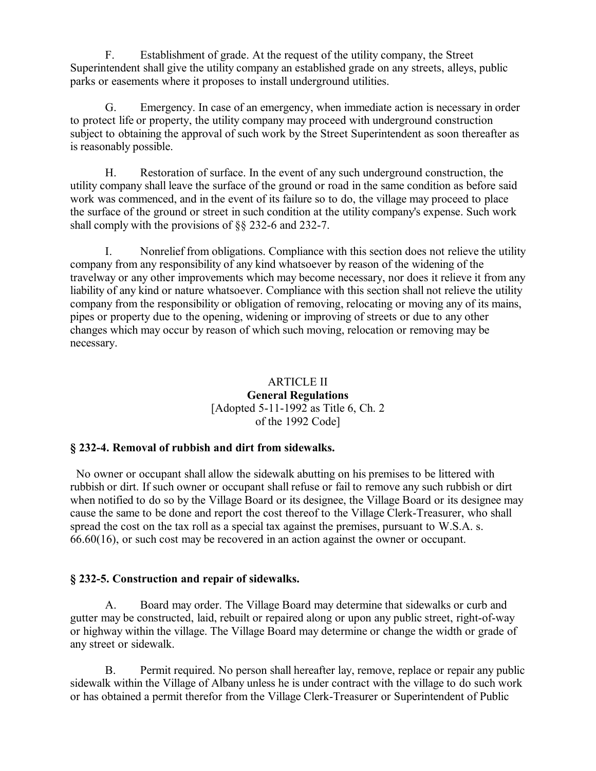F. Establishment of grade. At the request of the utility company, the Street Superintendent shall give the utility company an established grade on any streets, alleys, public parks or easements where it proposes to install underground utilities.

G. Emergency. In case of an emergency, when immediate action is necessary in order to protect life or property, the utility company may proceed with underground construction subject to obtaining the approval of such work by the Street Superintendent as soon thereafter as is reasonably possible.

H. Restoration of surface. In the event of any such underground construction, the utility company shall leave the surface of the ground or road in the same condition as before said work was commenced, and in the event of its failure so to do, the village may proceed to place the surface of the ground or street in such condition at the utility company's expense. Such work shall comply with the provisions of §§ 232-6 and 232-7.

I. Nonrelief from obligations. Compliance with this section does not relieve the utility company from any responsibility of any kind whatsoever by reason of the widening of the travelway or any other improvements which may become necessary, nor does it relieve it from any liability of any kind or nature whatsoever. Compliance with this section shall not relieve the utility company from the responsibility or obligation of removing, relocating or moving any of its mains, pipes or property due to the opening, widening or improving of streets or due to any other changes which may occur by reason of which such moving, relocation or removing may be necessary.

## ARTICLE II
## General Regulations
[Adopted 5-11-1992 as Title 6, Ch. 2 of the 1992 Code]

### § 232-4. Removal of rubbish and dirt from sidewalks.

No owner or occupant shall allow the sidewalk abutting on his premises to be littered with rubbish or dirt. If such owner or occupant shall refuse or fail to remove any such rubbish or dirt when notified to do so by the Village Board or its designee, the Village Board or its designee may cause the same to be done and report the cost thereof to the Village Clerk-Treasurer, who shall spread the cost on the tax roll as a special tax against the premises, pursuant to W.S.A. s. 66.60(16), or such cost may be recovered in an action against the owner or occupant.

### § 232-5. Construction and repair of sidewalks.

A. Board may order. The Village Board may determine that sidewalks or curb and gutter may be constructed, laid, rebuilt or repaired along or upon any public street, right-of-way or highway within the village. The Village Board may determine or change the width or grade of any street or sidewalk.

B. Permit required. No person shall hereafter lay, remove, replace or repair any public sidewalk within the Village of Albany unless he is under contract with the village to do such work or has obtained a permit therefor from the Village Clerk-Treasurer or Superintendent of Public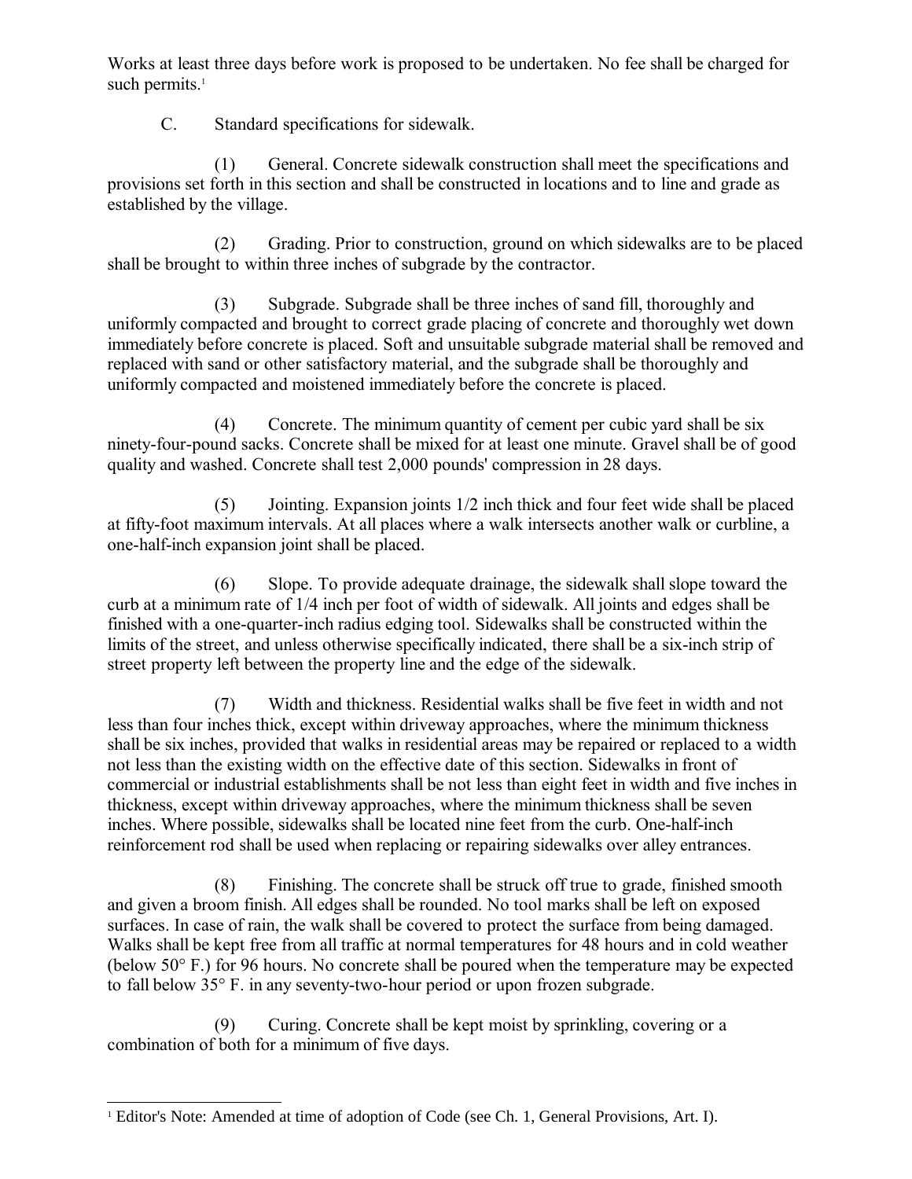Works at least three days before work is proposed to be undertaken. No fee shall be charged for such permits.[1]

C. Standard specifications for sidewalk.

(1) General. Concrete sidewalk construction shall meet the specifications and provisions set forth in this section and shall be constructed in locations and to line and grade as established by the village.

(2) Grading. Prior to construction, ground on which sidewalks are to be placed shall be brought to within three inches of subgrade by the contractor.

(3) Subgrade. Subgrade shall be three inches of sand fill, thoroughly and uniformly compacted and brought to correct grade placing of concrete and thoroughly wet down immediately before concrete is placed. Soft and unsuitable subgrade material shall be removed and replaced with sand or other satisfactory material, and the subgrade shall be thoroughly and uniformly compacted and moistened immediately before the concrete is placed.

(4) Concrete. The minimum quantity of cement per cubic yard shall be six ninety-four-pound sacks. Concrete shall be mixed for at least one minute. Gravel shall be of good quality and washed. Concrete shall test 2,000 pounds' compression in 28 days.

(5) Jointing. Expansion joints 1/2 inch thick and four feet wide shall be placed at fifty-foot maximum intervals. At all places where a walk intersects another walk or curbline, a one-half-inch expansion joint shall be placed.

(6) Slope. To provide adequate drainage, the sidewalk shall slope toward the curb at a minimum rate of 1/4 inch per foot of width of sidewalk. All joints and edges shall be finished with a one-quarter-inch radius edging tool. Sidewalks shall be constructed within the limits of the street, and unless otherwise specifically indicated, there shall be a six-inch strip of street property left between the property line and the edge of the sidewalk.

(7) Width and thickness. Residential walks shall be five feet in width and not less than four inches thick, except within driveway approaches, where the minimum thickness shall be six inches, provided that walks in residential areas may be repaired or replaced to a width not less than the existing width on the effective date of this section. Sidewalks in front of commercial or industrial establishments shall be not less than eight feet in width and five inches in thickness, except within driveway approaches, where the minimum thickness shall be seven inches. Where possible, sidewalks shall be located nine feet from the curb. One-half-inch reinforcement rod shall be used when replacing or repairing sidewalks over alley entrances.

(8) Finishing. The concrete shall be struck off true to grade, finished smooth and given a broom finish. All edges shall be rounded. No tool marks shall be left on exposed surfaces. In case of rain, the walk shall be covered to protect the surface from being damaged. Walks shall be kept free from all traffic at normal temperatures for 48 hours and in cold weather (below 50° F.) for 96 hours. No concrete shall be poured when the temperature may be expected to fall below 35° F. in any seventy-two-hour period or upon frozen subgrade.

(9) Curing. Concrete shall be kept moist by sprinkling, covering or a combination of both for a minimum of five days.

---

[1] Editor's Note: Amended at time of adoption of Code (see Ch. 1, General Provisions, Art. I).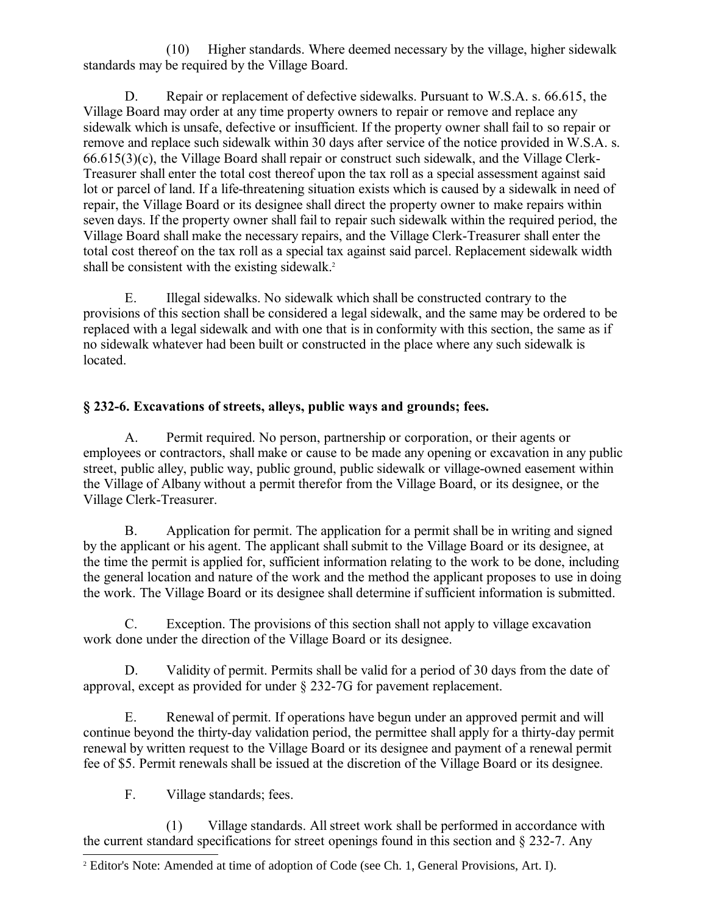(10) Higher standards. Where deemed necessary by the village, higher sidewalk standards may be required by the Village Board.

D. Repair or replacement of defective sidewalks. Pursuant to W.S.A. s. 66.615, the Village Board may order at any time property owners to repair or remove and replace any sidewalk which is unsafe, defective or insufficient. If the property owner shall fail to so repair or remove and replace such sidewalk within 30 days after service of the notice provided in W.S.A. s. 66.615(3)(c), the Village Board shall repair or construct such sidewalk, and the Village Clerk-Treasurer shall enter the total cost thereof upon the tax roll as a special assessment against said lot or parcel of land. If a life-threatening situation exists which is caused by a sidewalk in need of repair, the Village Board or its designee shall direct the property owner to make repairs within seven days. If the property owner shall fail to repair such sidewalk within the required period, the Village Board shall make the necessary repairs, and the Village Clerk-Treasurer shall enter the total cost thereof on the tax roll as a special tax against said parcel. Replacement sidewalk width shall be consistent with the existing sidewalk.[2]

E. Illegal sidewalks. No sidewalk which shall be constructed contrary to the provisions of this section shall be considered a legal sidewalk, and the same may be ordered to be replaced with a legal sidewalk and with one that is in conformity with this section, the same as if no sidewalk whatever had been built or constructed in the place where any such sidewalk is located.

### § 232-6. Excavations of streets, alleys, public ways and grounds; fees.

A. Permit required. No person, partnership or corporation, or their agents or employees or contractors, shall make or cause to be made any opening or excavation in any public street, public alley, public way, public ground, public sidewalk or village-owned easement within the Village of Albany without a permit therefor from the Village Board, or its designee, or the Village Clerk-Treasurer.

B. Application for permit. The application for a permit shall be in writing and signed by the applicant or his agent. The applicant shall submit to the Village Board or its designee, at the time the permit is applied for, sufficient information relating to the work to be done, including the general location and nature of the work and the method the applicant proposes to use in doing the work. The Village Board or its designee shall determine if sufficient information is submitted.

C. Exception. The provisions of this section shall not apply to village excavation work done under the direction of the Village Board or its designee.

D. Validity of permit. Permits shall be valid for a period of 30 days from the date of approval, except as provided for under § 232-7G for pavement replacement.

E. Renewal of permit. If operations have begun under an approved permit and will continue beyond the thirty-day validation period, the permittee shall apply for a thirty-day permit renewal by written request to the Village Board or its designee and payment of a renewal permit fee of $5. Permit renewals shall be issued at the discretion of the Village Board or its designee.

F. Village standards; fees.

(1) Village standards. All street work shall be performed in accordance with the current standard specifications for street openings found in this section and § 232-7. Any

[2] Editor's Note: Amended at time of adoption of Code (see Ch. 1, General Provisions, Art. I).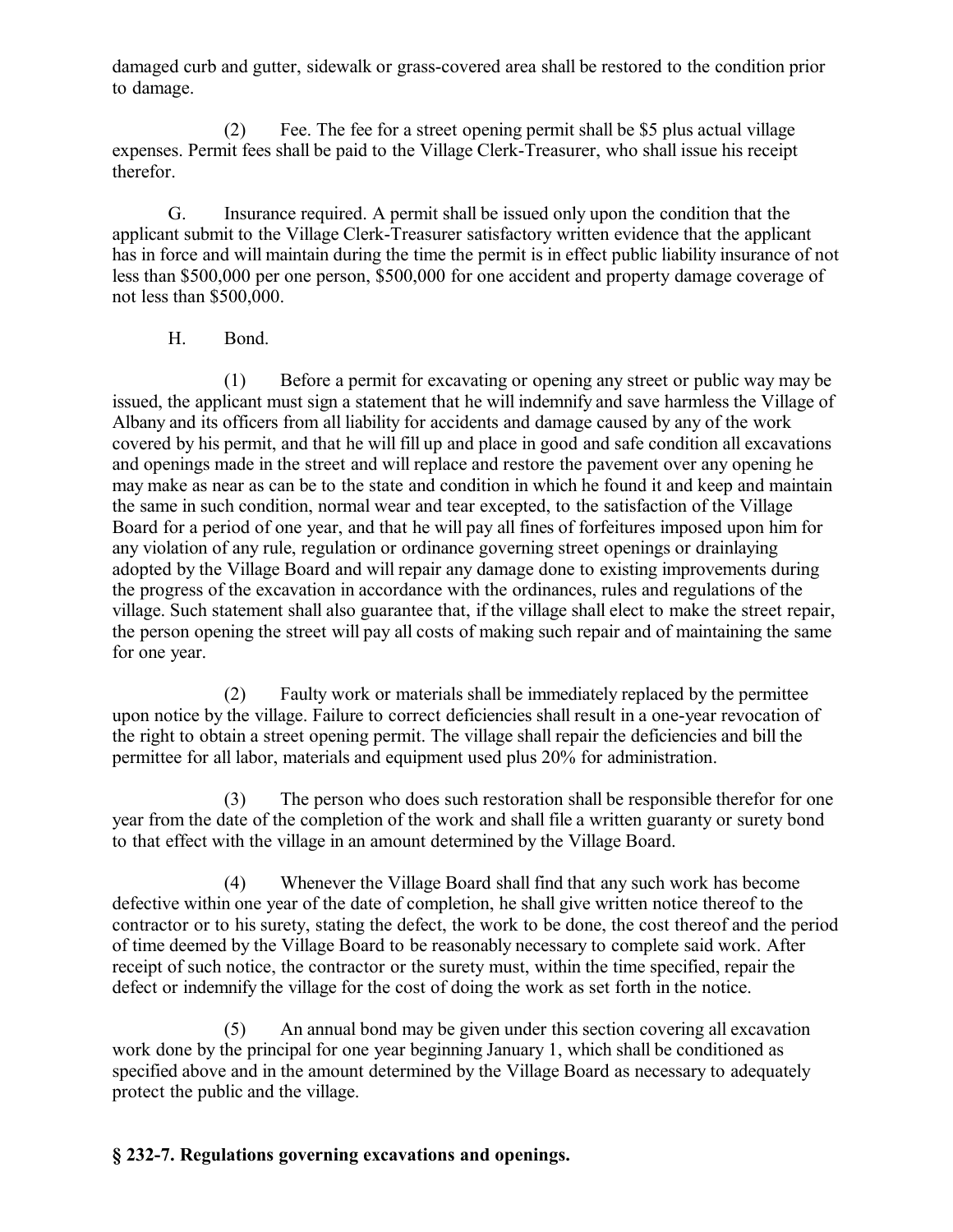damaged curb and gutter, sidewalk or grass-covered area shall be restored to the condition prior to damage.

(2) Fee. The fee for a street opening permit shall be $5 plus actual village expenses. Permit fees shall be paid to the Village Clerk-Treasurer, who shall issue his receipt therefor.

G. Insurance required. A permit shall be issued only upon the condition that the applicant submit to the Village Clerk-Treasurer satisfactory written evidence that the applicant has in force and will maintain during the time the permit is in effect public liability insurance of not less than $500,000 per one person, $500,000 for one accident and property damage coverage of not less than $500,000.

H. Bond.

(1) Before a permit for excavating or opening any street or public way may be issued, the applicant must sign a statement that he will indemnify and save harmless the Village of Albany and its officers from all liability for accidents and damage caused by any of the work covered by his permit, and that he will fill up and place in good and safe condition all excavations and openings made in the street and will replace and restore the pavement over any opening he may make as near as can be to the state and condition in which he found it and keep and maintain the same in such condition, normal wear and tear excepted, to the satisfaction of the Village Board for a period of one year, and that he will pay all fines of forfeitures imposed upon him for any violation of any rule, regulation or ordinance governing street openings or drainlaying adopted by the Village Board and will repair any damage done to existing improvements during the progress of the excavation in accordance with the ordinances, rules and regulations of the village. Such statement shall also guarantee that, if the village shall elect to make the street repair, the person opening the street will pay all costs of making such repair and of maintaining the same for one year.

(2) Faulty work or materials shall be immediately replaced by the permittee upon notice by the village. Failure to correct deficiencies shall result in a one-year revocation of the right to obtain a street opening permit. The village shall repair the deficiencies and bill the permittee for all labor, materials and equipment used plus 20% for administration.

(3) The person who does such restoration shall be responsible therefor for one year from the date of the completion of the work and shall file a written guaranty or surety bond to that effect with the village in an amount determined by the Village Board.

(4) Whenever the Village Board shall find that any such work has become defective within one year of the date of completion, he shall give written notice thereof to the contractor or to his surety, stating the defect, the work to be done, the cost thereof and the period of time deemed by the Village Board to be reasonably necessary to complete said work. After receipt of such notice, the contractor or the surety must, within the time specified, repair the defect or indemnify the village for the cost of doing the work as set forth in the notice.

(5) An annual bond may be given under this section covering all excavation work done by the principal for one year beginning January 1, which shall be conditioned as specified above and in the amount determined by the Village Board as necessary to adequately protect the public and the village.

## § 232-7. Regulations governing excavations and openings.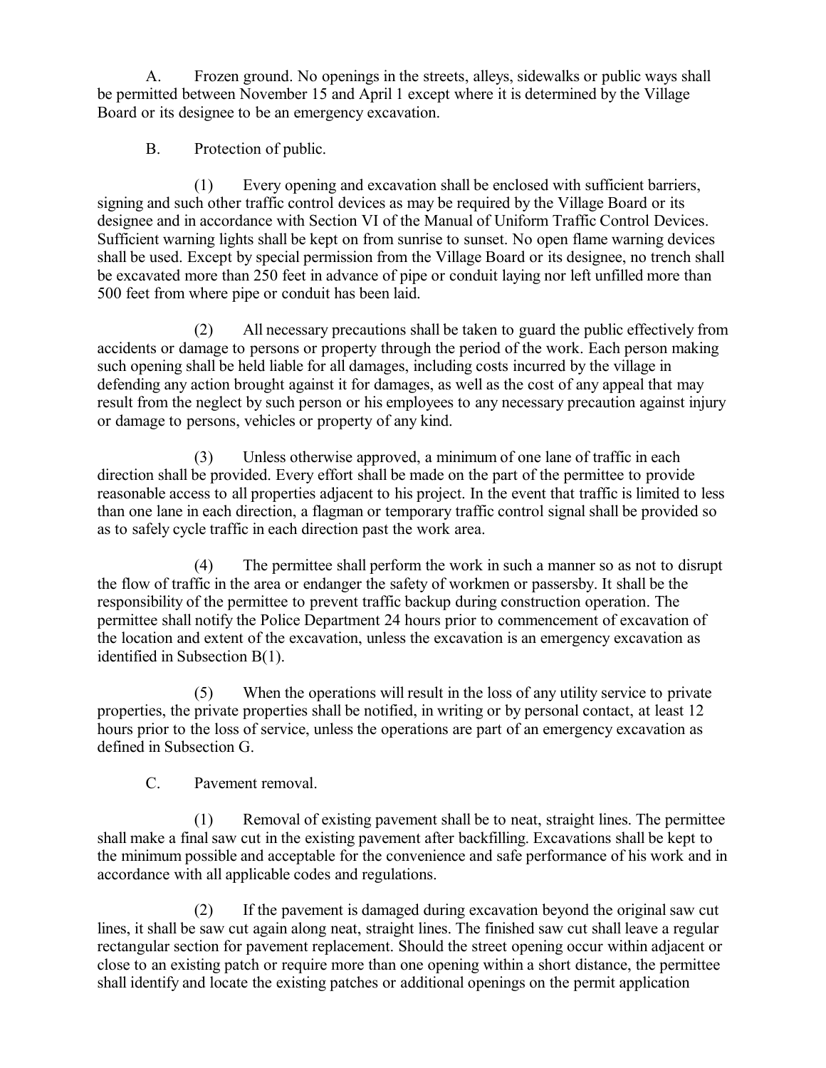A. Frozen ground. No openings in the streets, alleys, sidewalks or public ways shall be permitted between November 15 and April 1 except where it is determined by the Village Board or its designee to be an emergency excavation.

B. Protection of public.

(1) Every opening and excavation shall be enclosed with sufficient barriers, signing and such other traffic control devices as may be required by the Village Board or its designee and in accordance with Section VI of the Manual of Uniform Traffic Control Devices. Sufficient warning lights shall be kept on from sunrise to sunset. No open flame warning devices shall be used. Except by special permission from the Village Board or its designee, no trench shall be excavated more than 250 feet in advance of pipe or conduit laying nor left unfilled more than 500 feet from where pipe or conduit has been laid.

(2) All necessary precautions shall be taken to guard the public effectively from accidents or damage to persons or property through the period of the work. Each person making such opening shall be held liable for all damages, including costs incurred by the village in defending any action brought against it for damages, as well as the cost of any appeal that may result from the neglect by such person or his employees to any necessary precaution against injury or damage to persons, vehicles or property of any kind.

(3) Unless otherwise approved, a minimum of one lane of traffic in each direction shall be provided. Every effort shall be made on the part of the permittee to provide reasonable access to all properties adjacent to his project. In the event that traffic is limited to less than one lane in each direction, a flagman or temporary traffic control signal shall be provided so as to safely cycle traffic in each direction past the work area.

(4) The permittee shall perform the work in such a manner so as not to disrupt the flow of traffic in the area or endanger the safety of workmen or passersby. It shall be the responsibility of the permittee to prevent traffic backup during construction operation. The permittee shall notify the Police Department 24 hours prior to commencement of excavation of the location and extent of the excavation, unless the excavation is an emergency excavation as identified in Subsection B(1).

(5) When the operations will result in the loss of any utility service to private properties, the private properties shall be notified, in writing or by personal contact, at least 12 hours prior to the loss of service, unless the operations are part of an emergency excavation as defined in Subsection G.

C. Pavement removal.

(1) Removal of existing pavement shall be to neat, straight lines. The permittee shall make a final saw cut in the existing pavement after backfilling. Excavations shall be kept to the minimum possible and acceptable for the convenience and safe performance of his work and in accordance with all applicable codes and regulations.

(2) If the pavement is damaged during excavation beyond the original saw cut lines, it shall be saw cut again along neat, straight lines. The finished saw cut shall leave a regular rectangular section for pavement replacement. Should the street opening occur within adjacent or close to an existing patch or require more than one opening within a short distance, the permittee shall identify and locate the existing patches or additional openings on the permit application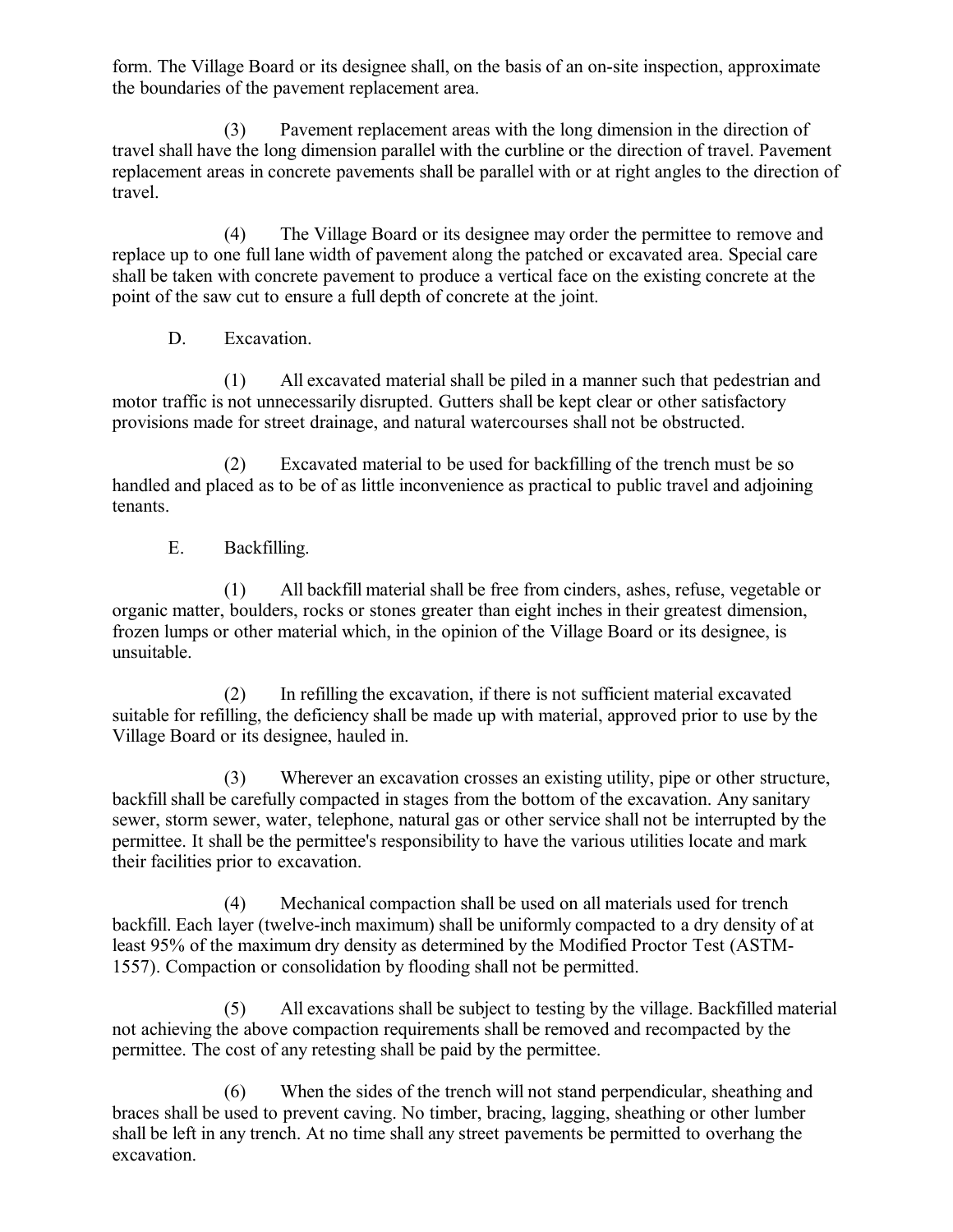form. The Village Board or its designee shall, on the basis of an on-site inspection, approximate the boundaries of the pavement replacement area.

(3) Pavement replacement areas with the long dimension in the direction of travel shall have the long dimension parallel with the curbline or the direction of travel. Pavement replacement areas in concrete pavements shall be parallel with or at right angles to the direction of travel.

(4) The Village Board or its designee may order the permittee to remove and replace up to one full lane width of pavement along the patched or excavated area. Special care shall be taken with concrete pavement to produce a vertical face on the existing concrete at the point of the saw cut to ensure a full depth of concrete at the joint.

D. Excavation.

(1) All excavated material shall be piled in a manner such that pedestrian and motor traffic is not unnecessarily disrupted. Gutters shall be kept clear or other satisfactory provisions made for street drainage, and natural watercourses shall not be obstructed.

(2) Excavated material to be used for backfilling of the trench must be so handled and placed as to be of as little inconvenience as practical to public travel and adjoining tenants.

E. Backfilling.

(1) All backfill material shall be free from cinders, ashes, refuse, vegetable or organic matter, boulders, rocks or stones greater than eight inches in their greatest dimension, frozen lumps or other material which, in the opinion of the Village Board or its designee, is unsuitable.

(2) In refilling the excavation, if there is not sufficient material excavated suitable for refilling, the deficiency shall be made up with material, approved prior to use by the Village Board or its designee, hauled in.

(3) Wherever an excavation crosses an existing utility, pipe or other structure, backfill shall be carefully compacted in stages from the bottom of the excavation. Any sanitary sewer, storm sewer, water, telephone, natural gas or other service shall not be interrupted by the permittee. It shall be the permittee's responsibility to have the various utilities locate and mark their facilities prior to excavation.

(4) Mechanical compaction shall be used on all materials used for trench backfill. Each layer (twelve-inch maximum) shall be uniformly compacted to a dry density of at least 95% of the maximum dry density as determined by the Modified Proctor Test (ASTM-1557). Compaction or consolidation by flooding shall not be permitted.

(5) All excavations shall be subject to testing by the village. Backfilled material not achieving the above compaction requirements shall be removed and recompacted by the permittee. The cost of any retesting shall be paid by the permittee.

(6) When the sides of the trench will not stand perpendicular, sheathing and braces shall be used to prevent caving. No timber, bracing, lagging, sheathing or other lumber shall be left in any trench. At no time shall any street pavements be permitted to overhang the excavation.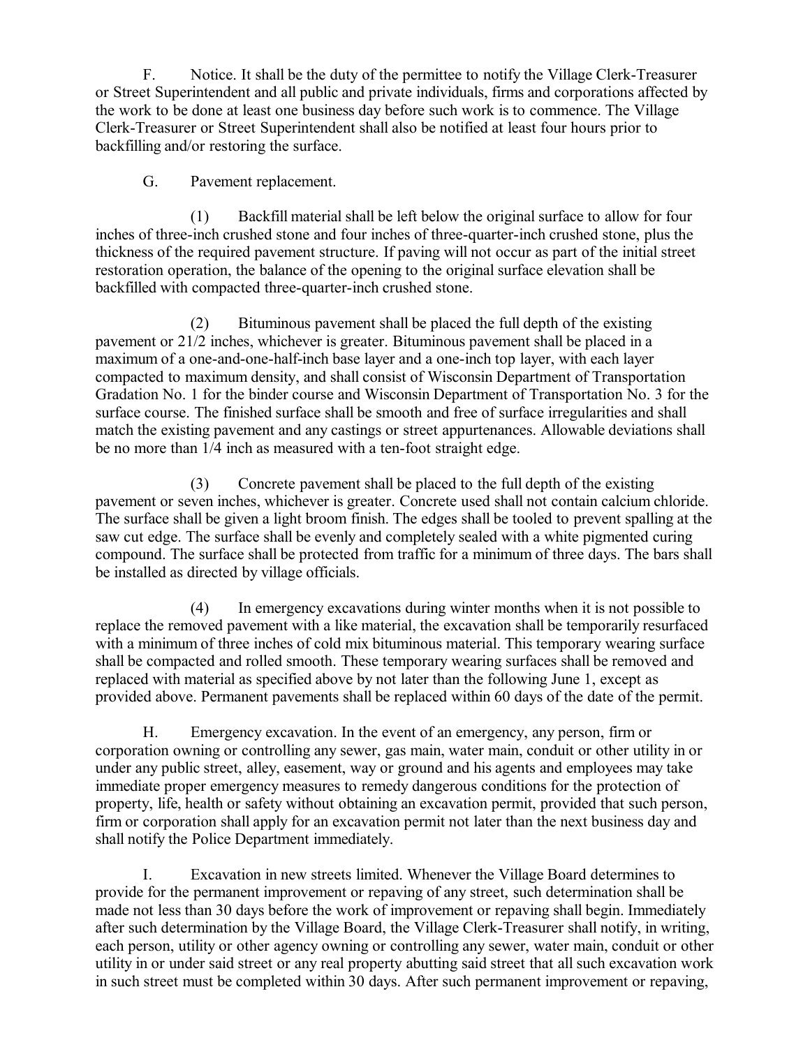F. Notice. It shall be the duty of the permittee to notify the Village Clerk-Treasurer or Street Superintendent and all public and private individuals, firms and corporations affected by the work to be done at least one business day before such work is to commence. The Village Clerk-Treasurer or Street Superintendent shall also be notified at least four hours prior to backfilling and/or restoring the surface.

G. Pavement replacement.

(1) Backfill material shall be left below the original surface to allow for four inches of three-inch crushed stone and four inches of three-quarter-inch crushed stone, plus the thickness of the required pavement structure. If paving will not occur as part of the initial street restoration operation, the balance of the opening to the original surface elevation shall be backfilled with compacted three-quarter-inch crushed stone.

(2) Bituminous pavement shall be placed the full depth of the existing pavement or 21/2 inches, whichever is greater. Bituminous pavement shall be placed in a maximum of a one-and-one-half-inch base layer and a one-inch top layer, with each layer compacted to maximum density, and shall consist of Wisconsin Department of Transportation Gradation No. 1 for the binder course and Wisconsin Department of Transportation No. 3 for the surface course. The finished surface shall be smooth and free of surface irregularities and shall match the existing pavement and any castings or street appurtenances. Allowable deviations shall be no more than 1/4 inch as measured with a ten-foot straight edge.

(3) Concrete pavement shall be placed to the full depth of the existing pavement or seven inches, whichever is greater. Concrete used shall not contain calcium chloride. The surface shall be given a light broom finish. The edges shall be tooled to prevent spalling at the saw cut edge. The surface shall be evenly and completely sealed with a white pigmented curing compound. The surface shall be protected from traffic for a minimum of three days. The bars shall be installed as directed by village officials.

(4) In emergency excavations during winter months when it is not possible to replace the removed pavement with a like material, the excavation shall be temporarily resurfaced with a minimum of three inches of cold mix bituminous material. This temporary wearing surface shall be compacted and rolled smooth. These temporary wearing surfaces shall be removed and replaced with material as specified above by not later than the following June 1, except as provided above. Permanent pavements shall be replaced within 60 days of the date of the permit.

H. Emergency excavation. In the event of an emergency, any person, firm or corporation owning or controlling any sewer, gas main, water main, conduit or other utility in or under any public street, alley, easement, way or ground and his agents and employees may take immediate proper emergency measures to remedy dangerous conditions for the protection of property, life, health or safety without obtaining an excavation permit, provided that such person, firm or corporation shall apply for an excavation permit not later than the next business day and shall notify the Police Department immediately.

I. Excavation in new streets limited. Whenever the Village Board determines to provide for the permanent improvement or repaving of any street, such determination shall be made not less than 30 days before the work of improvement or repaving shall begin. Immediately after such determination by the Village Board, the Village Clerk-Treasurer shall notify, in writing, each person, utility or other agency owning or controlling any sewer, water main, conduit or other utility in or under said street or any real property abutting said street that all such excavation work in such street must be completed within 30 days. After such permanent improvement or repaving,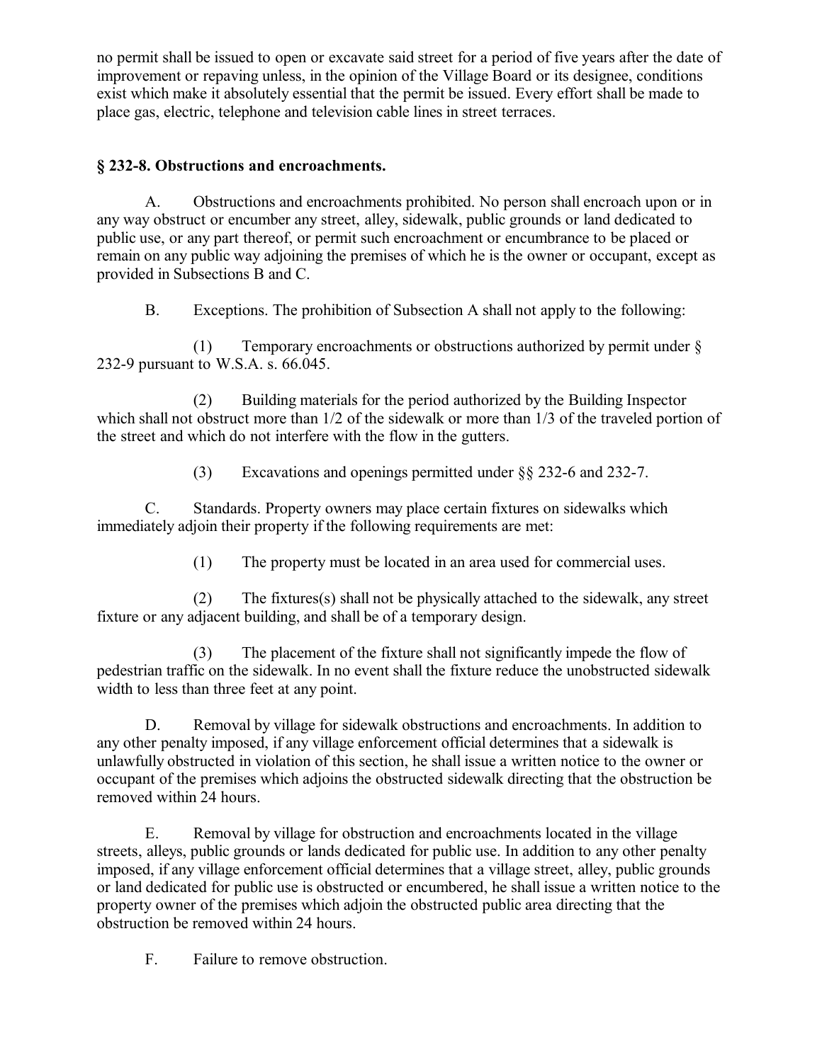no permit shall be issued to open or excavate said street for a period of five years after the date of improvement or repaving unless, in the opinion of the Village Board or its designee, conditions exist which make it absolutely essential that the permit be issued. Every effort shall be made to place gas, electric, telephone and television cable lines in street terraces.

### § 232-8. Obstructions and encroachments.

A. Obstructions and encroachments prohibited. No person shall encroach upon or in any way obstruct or encumber any street, alley, sidewalk, public grounds or land dedicated to public use, or any part thereof, or permit such encroachment or encumbrance to be placed or remain on any public way adjoining the premises of which he is the owner or occupant, except as provided in Subsections B and C.

B. Exceptions. The prohibition of Subsection A shall not apply to the following:

(1) Temporary encroachments or obstructions authorized by permit under § 232-9 pursuant to W.S.A. s. 66.045.

(2) Building materials for the period authorized by the Building Inspector which shall not obstruct more than 1/2 of the sidewalk or more than 1/3 of the traveled portion of the street and which do not interfere with the flow in the gutters.

(3) Excavations and openings permitted under §§ 232-6 and 232-7.

C. Standards. Property owners may place certain fixtures on sidewalks which immediately adjoin their property if the following requirements are met:

(1) The property must be located in an area used for commercial uses.

(2) The fixtures(s) shall not be physically attached to the sidewalk, any street fixture or any adjacent building, and shall be of a temporary design.

(3) The placement of the fixture shall not significantly impede the flow of pedestrian traffic on the sidewalk. In no event shall the fixture reduce the unobstructed sidewalk width to less than three feet at any point.

D. Removal by village for sidewalk obstructions and encroachments. In addition to any other penalty imposed, if any village enforcement official determines that a sidewalk is unlawfully obstructed in violation of this section, he shall issue a written notice to the owner or occupant of the premises which adjoins the obstructed sidewalk directing that the obstruction be removed within 24 hours.

E. Removal by village for obstruction and encroachments located in the village streets, alleys, public grounds or lands dedicated for public use. In addition to any other penalty imposed, if any village enforcement official determines that a village street, alley, public grounds or land dedicated for public use is obstructed or encumbered, he shall issue a written notice to the property owner of the premises which adjoin the obstructed public area directing that the obstruction be removed within 24 hours.

F. Failure to remove obstruction.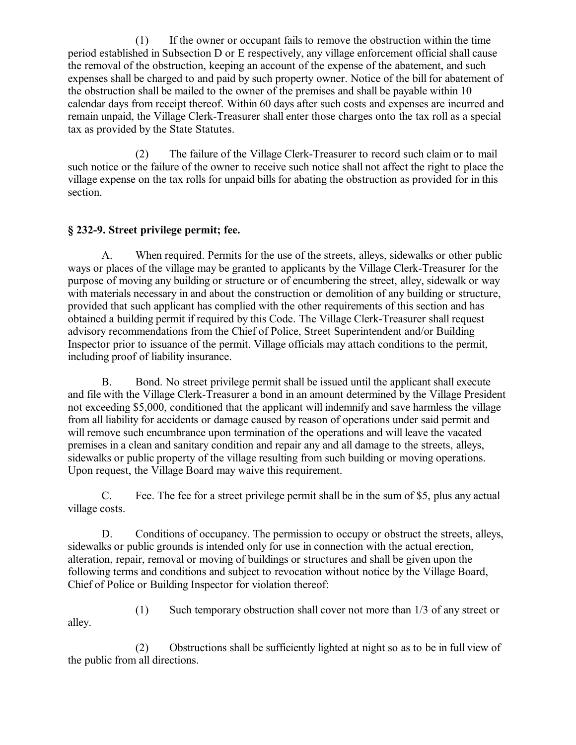(1) If the owner or occupant fails to remove the obstruction within the time period established in Subsection D or E respectively, any village enforcement official shall cause the removal of the obstruction, keeping an account of the expense of the abatement, and such expenses shall be charged to and paid by such property owner. Notice of the bill for abatement of the obstruction shall be mailed to the owner of the premises and shall be payable within 10 calendar days from receipt thereof. Within 60 days after such costs and expenses are incurred and remain unpaid, the Village Clerk-Treasurer shall enter those charges onto the tax roll as a special tax as provided by the State Statutes.

(2) The failure of the Village Clerk-Treasurer to record such claim or to mail such notice or the failure of the owner to receive such notice shall not affect the right to place the village expense on the tax rolls for unpaid bills for abating the obstruction as provided for in this section.

### § 232-9. Street privilege permit; fee.

A. When required. Permits for the use of the streets, alleys, sidewalks or other public ways or places of the village may be granted to applicants by the Village Clerk-Treasurer for the purpose of moving any building or structure or of encumbering the street, alley, sidewalk or way with materials necessary in and about the construction or demolition of any building or structure, provided that such applicant has complied with the other requirements of this section and has obtained a building permit if required by this Code. The Village Clerk-Treasurer shall request advisory recommendations from the Chief of Police, Street Superintendent and/or Building Inspector prior to issuance of the permit. Village officials may attach conditions to the permit, including proof of liability insurance.

B. Bond. No street privilege permit shall be issued until the applicant shall execute and file with the Village Clerk-Treasurer a bond in an amount determined by the Village President not exceeding $5,000, conditioned that the applicant will indemnify and save harmless the village from all liability for accidents or damage caused by reason of operations under said permit and will remove such encumbrance upon termination of the operations and will leave the vacated premises in a clean and sanitary condition and repair any and all damage to the streets, alleys, sidewalks or public property of the village resulting from such building or moving operations. Upon request, the Village Board may waive this requirement.

C. Fee. The fee for a street privilege permit shall be in the sum of $5, plus any actual village costs.

D. Conditions of occupancy. The permission to occupy or obstruct the streets, alleys, sidewalks or public grounds is intended only for use in connection with the actual erection, alteration, repair, removal or moving of buildings or structures and shall be given upon the following terms and conditions and subject to revocation without notice by the Village Board, Chief of Police or Building Inspector for violation thereof:

(1) Such temporary obstruction shall cover not more than 1/3 of any street or alley.

(2) Obstructions shall be sufficiently lighted at night so as to be in full view of the public from all directions.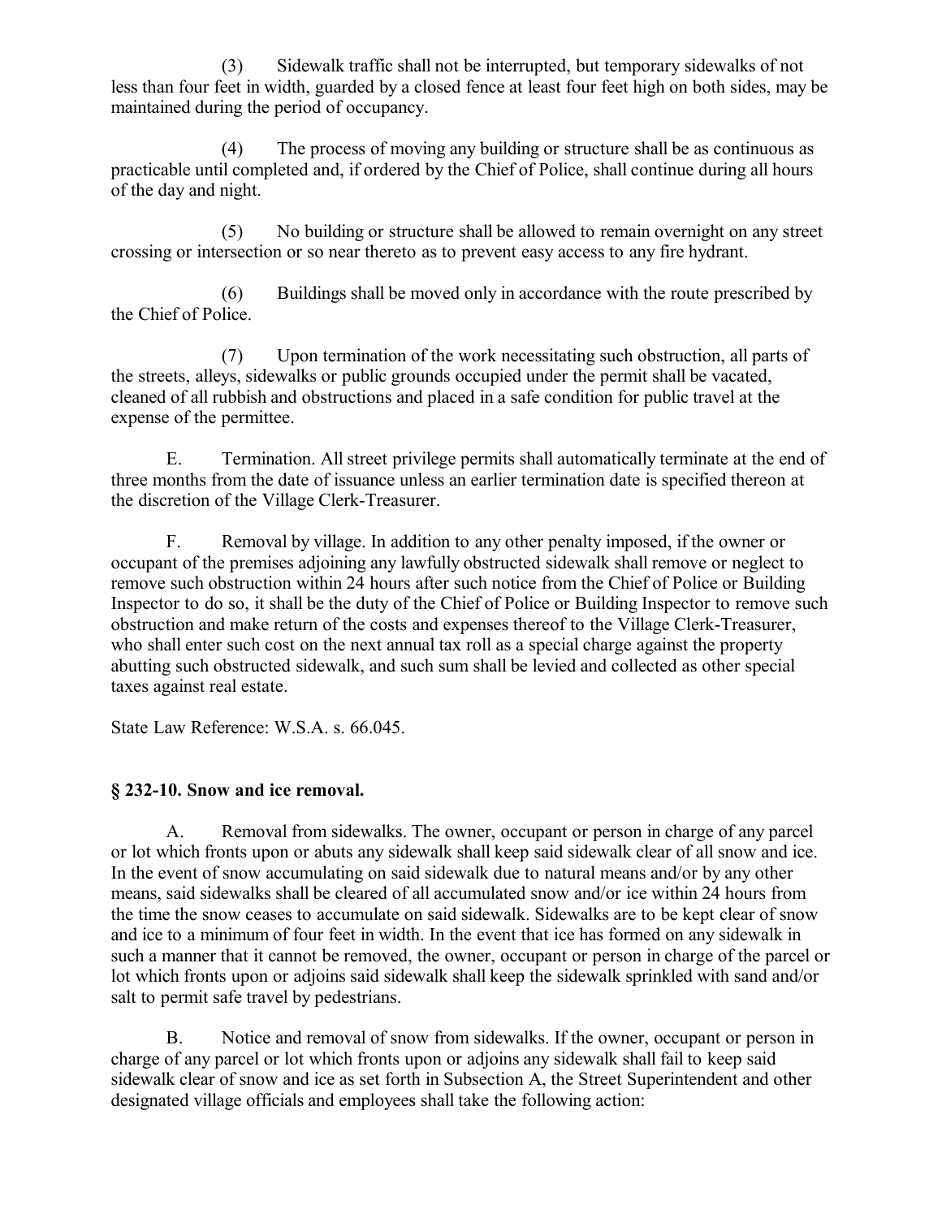(3) Sidewalk traffic shall not be interrupted, but temporary sidewalks of not less than four feet in width, guarded by a closed fence at least four feet high on both sides, may be maintained during the period of occupancy.

(4) The process of moving any building or structure shall be as continuous as practicable until completed and, if ordered by the Chief of Police, shall continue during all hours of the day and night.

(5) No building or structure shall be allowed to remain overnight on any street crossing or intersection or so near thereto as to prevent easy access to any fire hydrant.

(6) Buildings shall be moved only in accordance with the route prescribed by the Chief of Police.

(7) Upon termination of the work necessitating such obstruction, all parts of the streets, alleys, sidewalks or public grounds occupied under the permit shall be vacated, cleaned of all rubbish and obstructions and placed in a safe condition for public travel at the expense of the permittee.

E. Termination. All street privilege permits shall automatically terminate at the end of three months from the date of issuance unless an earlier termination date is specified thereon at the discretion of the Village Clerk-Treasurer.

F. Removal by village. In addition to any other penalty imposed, if the owner or occupant of the premises adjoining any lawfully obstructed sidewalk shall remove or neglect to remove such obstruction within 24 hours after such notice from the Chief of Police or Building Inspector to do so, it shall be the duty of the Chief of Police or Building Inspector to remove such obstruction and make return of the costs and expenses thereof to the Village Clerk-Treasurer, who shall enter such cost on the next annual tax roll as a special charge against the property abutting such obstructed sidewalk, and such sum shall be levied and collected as other special taxes against real estate.

State Law Reference: W.S.A. s. 66.045.

### § 232-10. Snow and ice removal.

A. Removal from sidewalks. The owner, occupant or person in charge of any parcel or lot which fronts upon or abuts any sidewalk shall keep said sidewalk clear of all snow and ice. In the event of snow accumulating on said sidewalk due to natural means and/or by any other means, said sidewalks shall be cleared of all accumulated snow and/or ice within 24 hours from the time the snow ceases to accumulate on said sidewalk. Sidewalks are to be kept clear of snow and ice to a minimum of four feet in width. In the event that ice has formed on any sidewalk in such a manner that it cannot be removed, the owner, occupant or person in charge of the parcel or lot which fronts upon or adjoins said sidewalk shall keep the sidewalk sprinkled with sand and/or salt to permit safe travel by pedestrians.

B. Notice and removal of snow from sidewalks. If the owner, occupant or person in charge of any parcel or lot which fronts upon or adjoins any sidewalk shall fail to keep said sidewalk clear of snow and ice as set forth in Subsection A, the Street Superintendent and other designated village officials and employees shall take the following action: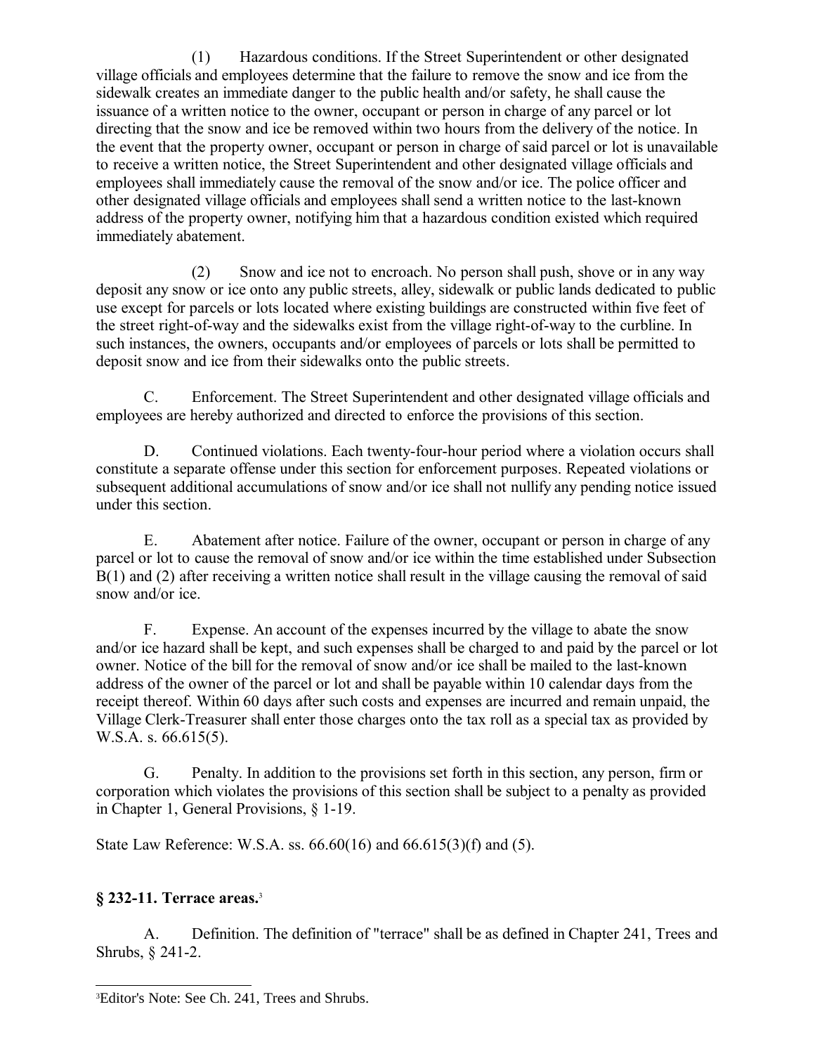(1) Hazardous conditions. If the Street Superintendent or other designated village officials and employees determine that the failure to remove the snow and ice from the sidewalk creates an immediate danger to the public health and/or safety, he shall cause the issuance of a written notice to the owner, occupant or person in charge of any parcel or lot directing that the snow and ice be removed within two hours from the delivery of the notice. In the event that the property owner, occupant or person in charge of said parcel or lot is unavailable to receive a written notice, the Street Superintendent and other designated village officials and employees shall immediately cause the removal of the snow and/or ice. The police officer and other designated village officials and employees shall send a written notice to the last-known address of the property owner, notifying him that a hazardous condition existed which required immediately abatement.

(2) Snow and ice not to encroach. No person shall push, shove or in any way deposit any snow or ice onto any public streets, alley, sidewalk or public lands dedicated to public use except for parcels or lots located where existing buildings are constructed within five feet of the street right-of-way and the sidewalks exist from the village right-of-way to the curbline. In such instances, the owners, occupants and/or employees of parcels or lots shall be permitted to deposit snow and ice from their sidewalks onto the public streets.

C. Enforcement. The Street Superintendent and other designated village officials and employees are hereby authorized and directed to enforce the provisions of this section.

D. Continued violations. Each twenty-four-hour period where a violation occurs shall constitute a separate offense under this section for enforcement purposes. Repeated violations or subsequent additional accumulations of snow and/or ice shall not nullify any pending notice issued under this section.

E. Abatement after notice. Failure of the owner, occupant or person in charge of any parcel or lot to cause the removal of snow and/or ice within the time established under Subsection B(1) and (2) after receiving a written notice shall result in the village causing the removal of said snow and/or ice.

F. Expense. An account of the expenses incurred by the village to abate the snow and/or ice hazard shall be kept, and such expenses shall be charged to and paid by the parcel or lot owner. Notice of the bill for the removal of snow and/or ice shall be mailed to the last-known address of the owner of the parcel or lot and shall be payable within 10 calendar days from the receipt thereof. Within 60 days after such costs and expenses are incurred and remain unpaid, the Village Clerk-Treasurer shall enter those charges onto the tax roll as a special tax as provided by W.S.A. s. 66.615(5).

G. Penalty. In addition to the provisions set forth in this section, any person, firm or corporation which violates the provisions of this section shall be subject to a penalty as provided in Chapter 1, General Provisions, § 1-19.

State Law Reference: W.S.A. ss. 66.60(16) and 66.615(3)(f) and (5).

### § 232-11. Terrace areas.[3]

A. Definition. The definition of "terrace" shall be as defined in Chapter 241, Trees and Shrubs, § 241-2.

[3] Editor's Note: See Ch. 241, Trees and Shrubs.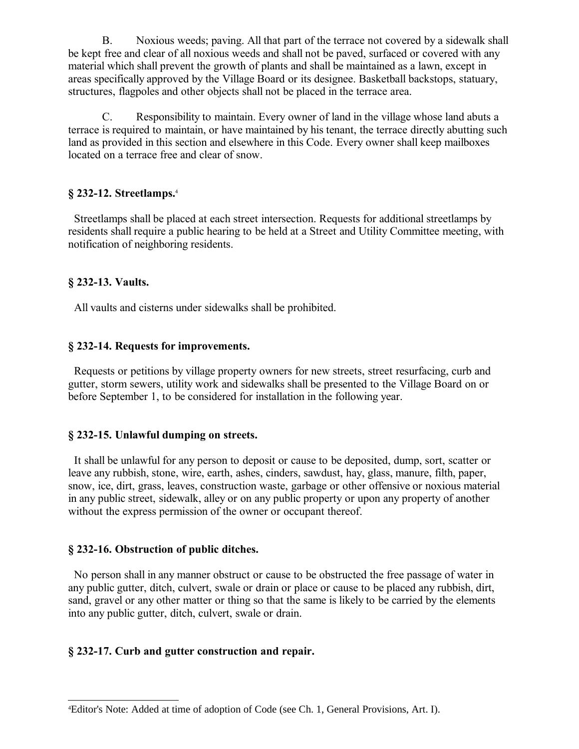B. Noxious weeds; paving. All that part of the terrace not covered by a sidewalk shall be kept free and clear of all noxious weeds and shall not be paved, surfaced or covered with any material which shall prevent the growth of plants and shall be maintained as a lawn, except in areas specifically approved by the Village Board or its designee. Basketball backstops, statuary, structures, flagpoles and other objects shall not be placed in the terrace area.

C. Responsibility to maintain. Every owner of land in the village whose land abuts a terrace is required to maintain, or have maintained by his tenant, the terrace directly abutting such land as provided in this section and elsewhere in this Code. Every owner shall keep mailboxes located on a terrace free and clear of snow.

### § 232-12. Streetlamps.[4]

Streetlamps shall be placed at each street intersection. Requests for additional streetlamps by residents shall require a public hearing to be held at a Street and Utility Committee meeting, with notification of neighboring residents.

### § 232-13. Vaults.

All vaults and cisterns under sidewalks shall be prohibited.

### § 232-14. Requests for improvements.

Requests or petitions by village property owners for new streets, street resurfacing, curb and gutter, storm sewers, utility work and sidewalks shall be presented to the Village Board on or before September 1, to be considered for installation in the following year.

### § 232-15. Unlawful dumping on streets.

It shall be unlawful for any person to deposit or cause to be deposited, dump, sort, scatter or leave any rubbish, stone, wire, earth, ashes, cinders, sawdust, hay, glass, manure, filth, paper, snow, ice, dirt, grass, leaves, construction waste, garbage or other offensive or noxious material in any public street, sidewalk, alley or on any public property or upon any property of another without the express permission of the owner or occupant thereof.

### § 232-16. Obstruction of public ditches.

No person shall in any manner obstruct or cause to be obstructed the free passage of water in any public gutter, ditch, culvert, swale or drain or place or cause to be placed any rubbish, dirt, sand, gravel or any other matter or thing so that the same is likely to be carried by the elements into any public gutter, ditch, culvert, swale or drain.

### § 232-17. Curb and gutter construction and repair.

---

[4] Editor's Note: Added at time of adoption of Code (see Ch. 1, General Provisions, Art. I).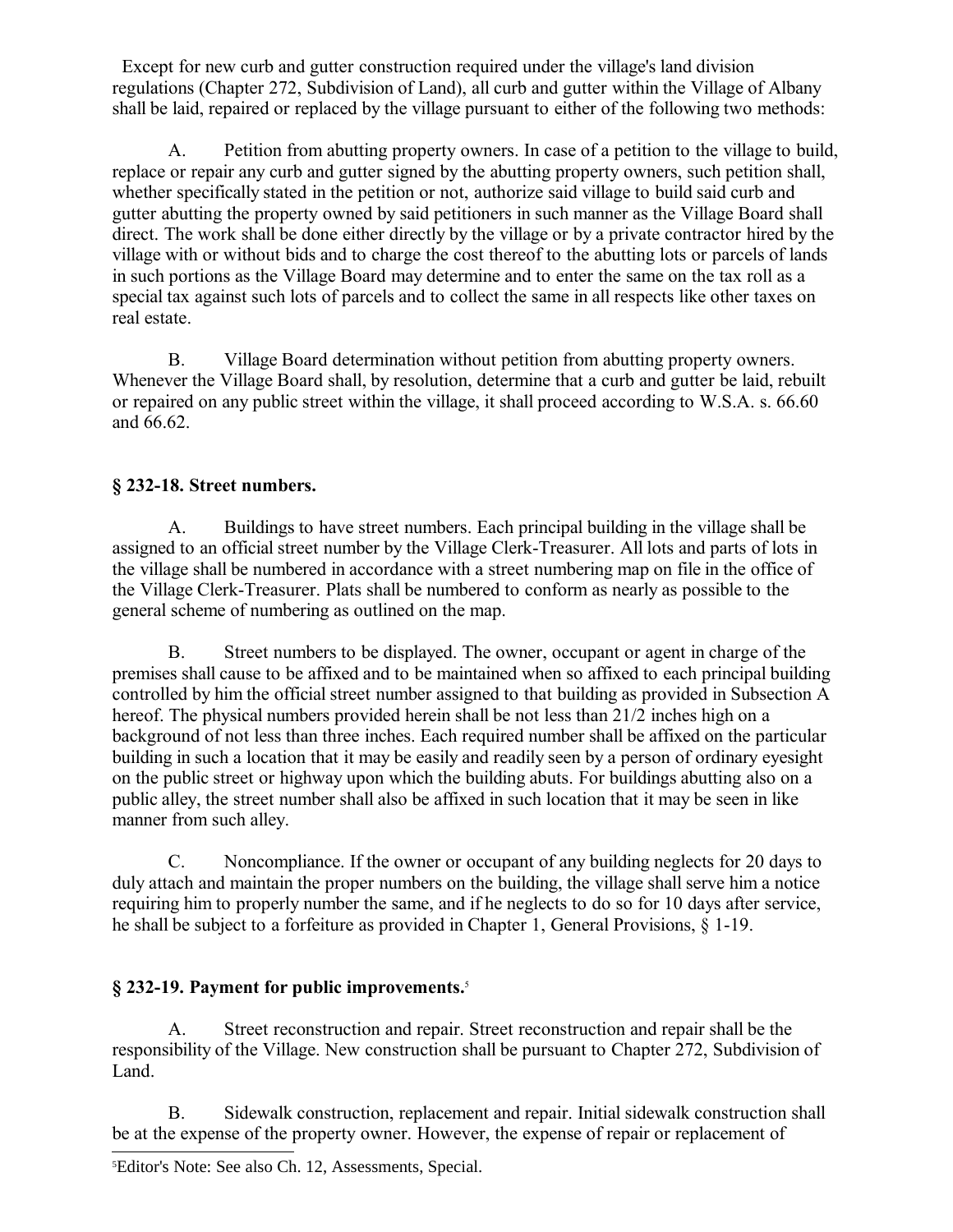Except for new curb and gutter construction required under the village's land division regulations (Chapter 272, Subdivision of Land), all curb and gutter within the Village of Albany shall be laid, repaired or replaced by the village pursuant to either of the following two methods:

A. Petition from abutting property owners. In case of a petition to the village to build, replace or repair any curb and gutter signed by the abutting property owners, such petition shall, whether specifically stated in the petition or not, authorize said village to build said curb and gutter abutting the property owned by said petitioners in such manner as the Village Board shall direct. The work shall be done either directly by the village or by a private contractor hired by the village with or without bids and to charge the cost thereof to the abutting lots or parcels of lands in such portions as the Village Board may determine and to enter the same on the tax roll as a special tax against such lots of parcels and to collect the same in all respects like other taxes on real estate.

B. Village Board determination without petition from abutting property owners. Whenever the Village Board shall, by resolution, determine that a curb and gutter be laid, rebuilt or repaired on any public street within the village, it shall proceed according to W.S.A. s. 66.60 and 66.62.

## § 232-18. Street numbers.

A. Buildings to have street numbers. Each principal building in the village shall be assigned to an official street number by the Village Clerk-Treasurer. All lots and parts of lots in the village shall be numbered in accordance with a street numbering map on file in the office of the Village Clerk-Treasurer. Plats shall be numbered to conform as nearly as possible to the general scheme of numbering as outlined on the map.

B. Street numbers to be displayed. The owner, occupant or agent in charge of the premises shall cause to be affixed and to be maintained when so affixed to each principal building controlled by him the official street number assigned to that building as provided in Subsection A hereof. The physical numbers provided herein shall be not less than 21/2 inches high on a background of not less than three inches. Each required number shall be affixed on the particular building in such a location that it may be easily and readily seen by a person of ordinary eyesight on the public street or highway upon which the building abuts. For buildings abutting also on a public alley, the street number shall also be affixed in such location that it may be seen in like manner from such alley.

C. Noncompliance. If the owner or occupant of any building neglects for 20 days to duly attach and maintain the proper numbers on the building, the village shall serve him a notice requiring him to properly number the same, and if he neglects to do so for 10 days after service, he shall be subject to a forfeiture as provided in Chapter 1, General Provisions, § 1-19.

## § 232-19. Payment for public improvements.[5]

A. Street reconstruction and repair. Street reconstruction and repair shall be the responsibility of the Village. New construction shall be pursuant to Chapter 272, Subdivision of Land.

B. Sidewalk construction, replacement and repair. Initial sidewalk construction shall be at the expense of the property owner. However, the expense of repair or replacement of

[5] Editor's Note: See also Ch. 12, Assessments, Special.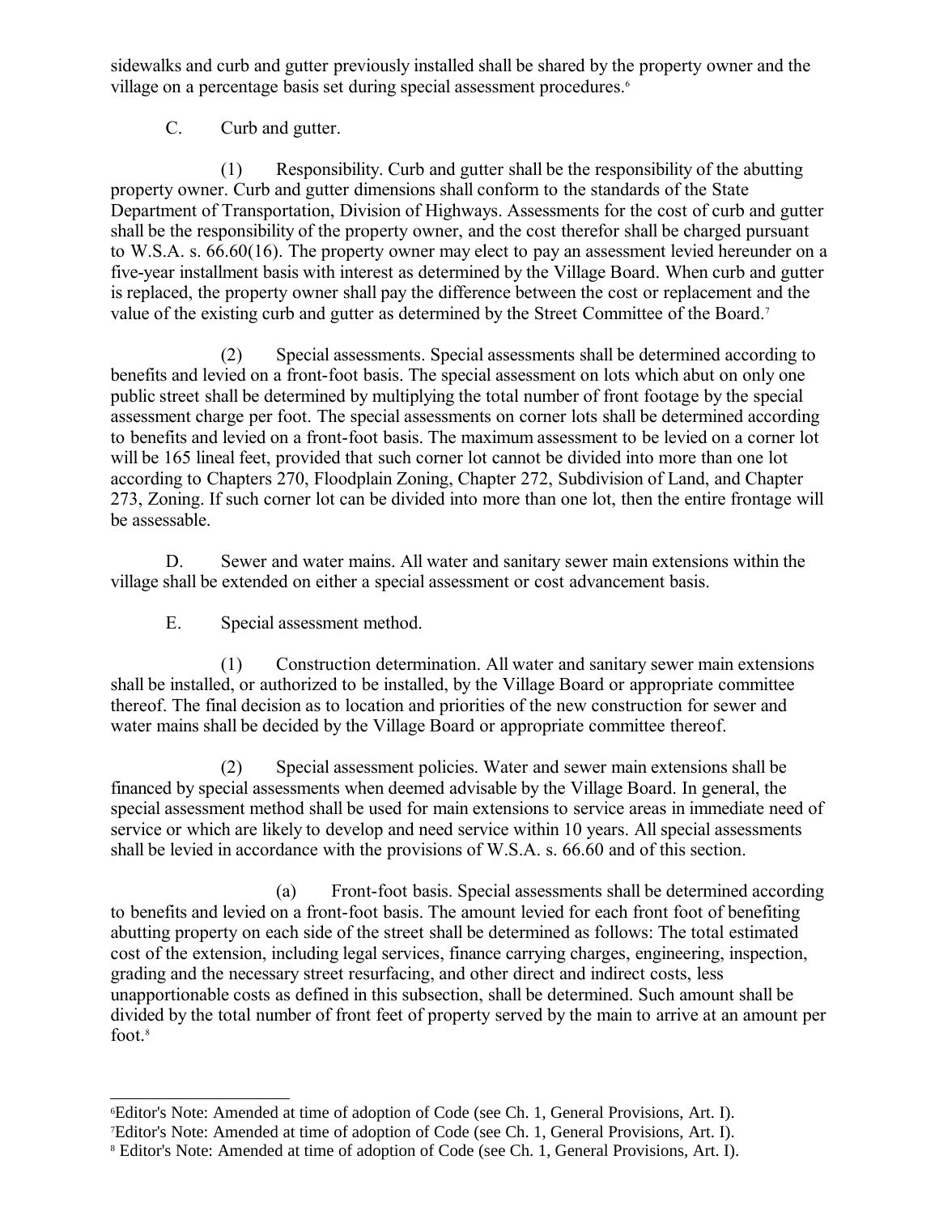sidewalks and curb and gutter previously installed shall be shared by the property owner and the village on a percentage basis set during special assessment procedures.[6]

C. Curb and gutter.

(1) Responsibility. Curb and gutter shall be the responsibility of the abutting property owner. Curb and gutter dimensions shall conform to the standards of the State Department of Transportation, Division of Highways. Assessments for the cost of curb and gutter shall be the responsibility of the property owner, and the cost therefor shall be charged pursuant to W.S.A. s. 66.60(16). The property owner may elect to pay an assessment levied hereunder on a five-year installment basis with interest as determined by the Village Board. When curb and gutter is replaced, the property owner shall pay the difference between the cost or replacement and the value of the existing curb and gutter as determined by the Street Committee of the Board.[7]

(2) Special assessments. Special assessments shall be determined according to benefits and levied on a front-foot basis. The special assessment on lots which abut on only one public street shall be determined by multiplying the total number of front footage by the special assessment charge per foot. The special assessments on corner lots shall be determined according to benefits and levied on a front-foot basis. The maximum assessment to be levied on a corner lot will be 165 lineal feet, provided that such corner lot cannot be divided into more than one lot according to Chapters 270, Floodplain Zoning, Chapter 272, Subdivision of Land, and Chapter 273, Zoning. If such corner lot can be divided into more than one lot, then the entire frontage will be assessable.

D. Sewer and water mains. All water and sanitary sewer main extensions within the village shall be extended on either a special assessment or cost advancement basis.

E. Special assessment method.

(1) Construction determination. All water and sanitary sewer main extensions shall be installed, or authorized to be installed, by the Village Board or appropriate committee thereof. The final decision as to location and priorities of the new construction for sewer and water mains shall be decided by the Village Board or appropriate committee thereof.

(2) Special assessment policies. Water and sewer main extensions shall be financed by special assessments when deemed advisable by the Village Board. In general, the special assessment method shall be used for main extensions to service areas in immediate need of service or which are likely to develop and need service within 10 years. All special assessments shall be levied in accordance with the provisions of W.S.A. s. 66.60 and of this section.

(a) Front-foot basis. Special assessments shall be determined according to benefits and levied on a front-foot basis. The amount levied for each front foot of benefiting abutting property on each side of the street shall be determined as follows: The total estimated cost of the extension, including legal services, finance carrying charges, engineering, inspection, grading and the necessary street resurfacing, and other direct and indirect costs, less unapportionable costs as defined in this subsection, shall be determined. Such amount shall be divided by the total number of front feet of property served by the main to arrive at an amount per foot.[8]

---

[6] Editor's Note: Amended at time of adoption of Code (see Ch. 1, General Provisions, Art. I).
[7] Editor's Note: Amended at time of adoption of Code (see Ch. 1, General Provisions, Art. I).
[8] Editor's Note: Amended at time of adoption of Code (see Ch. 1, General Provisions, Art. I).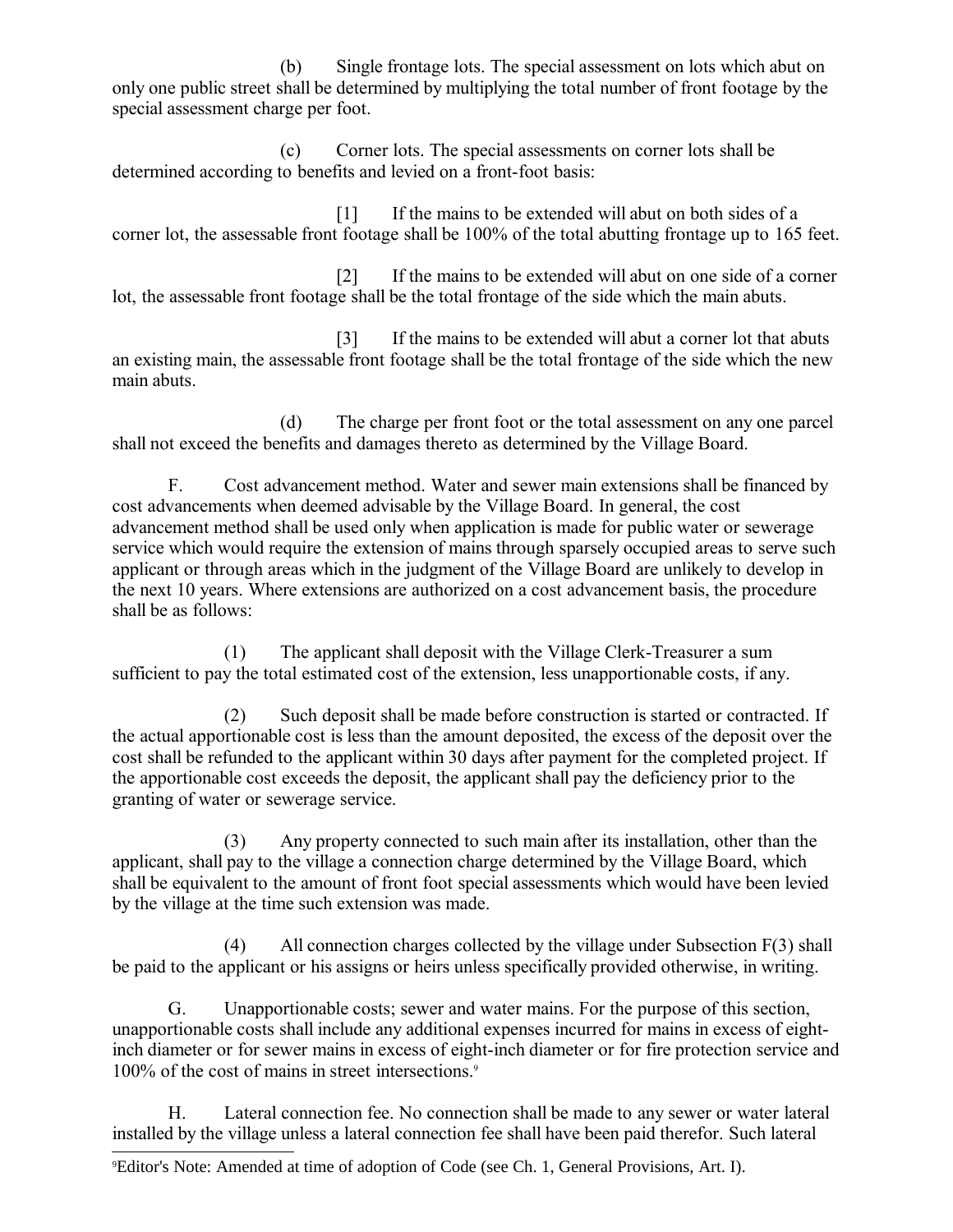(b) Single frontage lots. The special assessment on lots which abut on only one public street shall be determined by multiplying the total number of front footage by the special assessment charge per foot.

(c) Corner lots. The special assessments on corner lots shall be determined according to benefits and levied on a front-foot basis:

[1] If the mains to be extended will abut on both sides of a corner lot, the assessable front footage shall be 100% of the total abutting frontage up to 165 feet.

[2] If the mains to be extended will abut on one side of a corner lot, the assessable front footage shall be the total frontage of the side which the main abuts.

[3] If the mains to be extended will abut a corner lot that abuts an existing main, the assessable front footage shall be the total frontage of the side which the new main abuts.

(d) The charge per front foot or the total assessment on any one parcel shall not exceed the benefits and damages thereto as determined by the Village Board.

F. Cost advancement method. Water and sewer main extensions shall be financed by cost advancements when deemed advisable by the Village Board. In general, the cost advancement method shall be used only when application is made for public water or sewerage service which would require the extension of mains through sparsely occupied areas to serve such applicant or through areas which in the judgment of the Village Board are unlikely to develop in the next 10 years. Where extensions are authorized on a cost advancement basis, the procedure shall be as follows:

(1) The applicant shall deposit with the Village Clerk-Treasurer a sum sufficient to pay the total estimated cost of the extension, less unapportionable costs, if any.

(2) Such deposit shall be made before construction is started or contracted. If the actual apportionable cost is less than the amount deposited, the excess of the deposit over the cost shall be refunded to the applicant within 30 days after payment for the completed project. If the apportionable cost exceeds the deposit, the applicant shall pay the deficiency prior to the granting of water or sewerage service.

(3) Any property connected to such main after its installation, other than the applicant, shall pay to the village a connection charge determined by the Village Board, which shall be equivalent to the amount of front foot special assessments which would have been levied by the village at the time such extension was made.

(4) All connection charges collected by the village under Subsection F(3) shall be paid to the applicant or his assigns or heirs unless specifically provided otherwise, in writing.

G. Unapportionable costs; sewer and water mains. For the purpose of this section, unapportionable costs shall include any additional expenses incurred for mains in excess of eight-inch diameter or for sewer mains in excess of eight-inch diameter or for fire protection service and 100% of the cost of mains in street intersections.[9]

H. Lateral connection fee. No connection shall be made to any sewer or water lateral installed by the village unless a lateral connection fee shall have been paid therefor. Such lateral

[9] Editor's Note: Amended at time of adoption of Code (see Ch. 1, General Provisions, Art. I).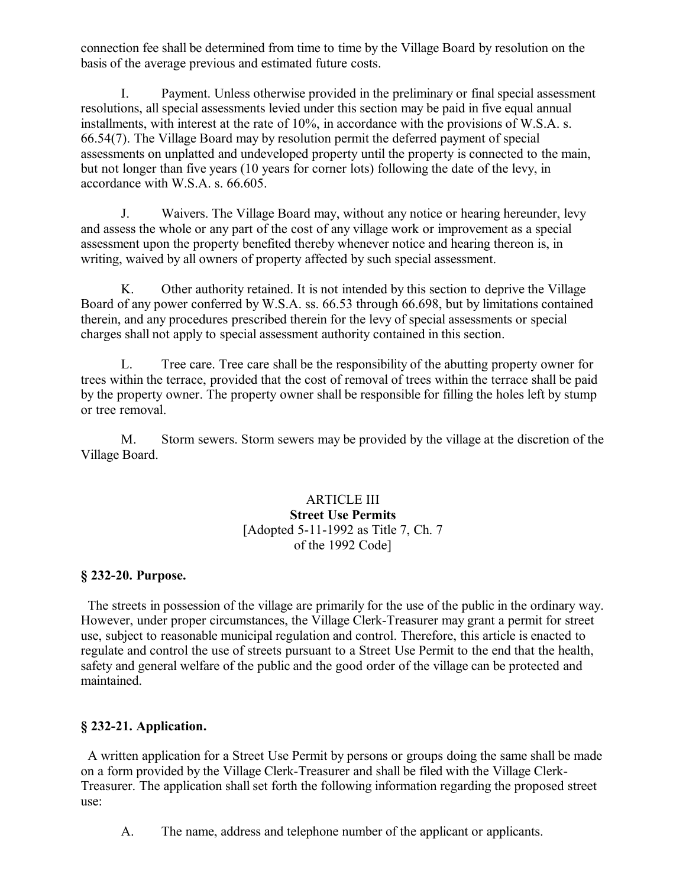connection fee shall be determined from time to time by the Village Board by resolution on the basis of the average previous and estimated future costs.

I. Payment. Unless otherwise provided in the preliminary or final special assessment resolutions, all special assessments levied under this section may be paid in five equal annual installments, with interest at the rate of 10%, in accordance with the provisions of W.S.A. s. 66.54(7). The Village Board may by resolution permit the deferred payment of special assessments on unplatted and undeveloped property until the property is connected to the main, but not longer than five years (10 years for corner lots) following the date of the levy, in accordance with W.S.A. s. 66.605.

J. Waivers. The Village Board may, without any notice or hearing hereunder, levy and assess the whole or any part of the cost of any village work or improvement as a special assessment upon the property benefited thereby whenever notice and hearing thereon is, in writing, waived by all owners of property affected by such special assessment.

K. Other authority retained. It is not intended by this section to deprive the Village Board of any power conferred by W.S.A. ss. 66.53 through 66.698, but by limitations contained therein, and any procedures prescribed therein for the levy of special assessments or special charges shall not apply to special assessment authority contained in this section.

L. Tree care. Tree care shall be the responsibility of the abutting property owner for trees within the terrace, provided that the cost of removal of trees within the terrace shall be paid by the property owner. The property owner shall be responsible for filling the holes left by stump or tree removal.

M. Storm sewers. Storm sewers may be provided by the village at the discretion of the Village Board.

## ARTICLE III
## Street Use Permits
[Adopted 5-11-1992 as Title 7, Ch. 7 of the 1992 Code]

### § 232-20. Purpose.

The streets in possession of the village are primarily for the use of the public in the ordinary way. However, under proper circumstances, the Village Clerk-Treasurer may grant a permit for street use, subject to reasonable municipal regulation and control. Therefore, this article is enacted to regulate and control the use of streets pursuant to a Street Use Permit to the end that the health, safety and general welfare of the public and the good order of the village can be protected and maintained.

### § 232-21. Application.

A written application for a Street Use Permit by persons or groups doing the same shall be made on a form provided by the Village Clerk-Treasurer and shall be filed with the Village Clerk-Treasurer. The application shall set forth the following information regarding the proposed street use:

A. The name, address and telephone number of the applicant or applicants.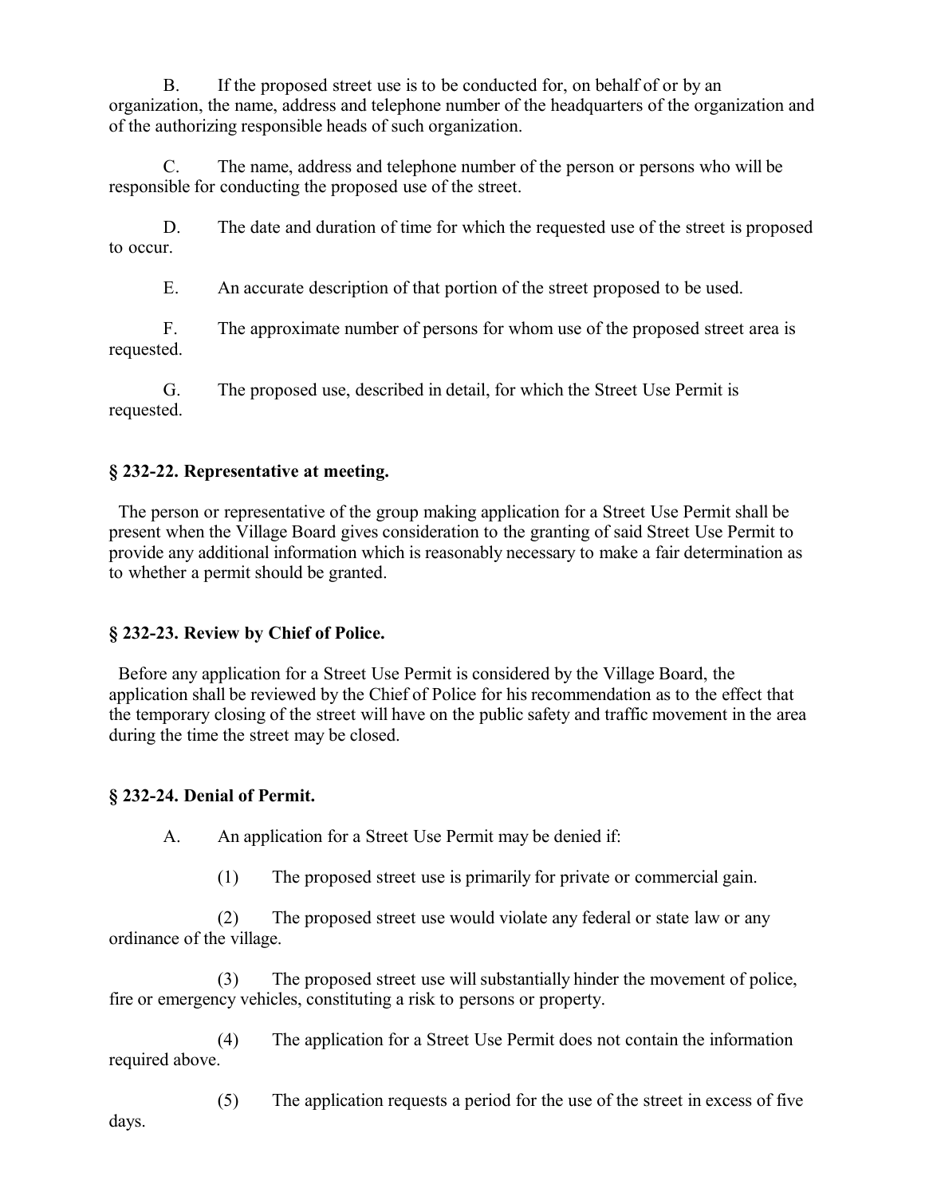B. If the proposed street use is to be conducted for, on behalf of or by an organization, the name, address and telephone number of the headquarters of the organization and of the authorizing responsible heads of such organization.

C. The name, address and telephone number of the person or persons who will be responsible for conducting the proposed use of the street.

D. The date and duration of time for which the requested use of the street is proposed to occur.

E. An accurate description of that portion of the street proposed to be used.

F. The approximate number of persons for whom use of the proposed street area is requested.

G. The proposed use, described in detail, for which the Street Use Permit is requested.

### § 232-22. Representative at meeting.

The person or representative of the group making application for a Street Use Permit shall be present when the Village Board gives consideration to the granting of said Street Use Permit to provide any additional information which is reasonably necessary to make a fair determination as to whether a permit should be granted.

### § 232-23. Review by Chief of Police.

Before any application for a Street Use Permit is considered by the Village Board, the application shall be reviewed by the Chief of Police for his recommendation as to the effect that the temporary closing of the street will have on the public safety and traffic movement in the area during the time the street may be closed.

### § 232-24. Denial of Permit.

A. An application for a Street Use Permit may be denied if:

(1) The proposed street use is primarily for private or commercial gain.

(2) The proposed street use would violate any federal or state law or any ordinance of the village.

(3) The proposed street use will substantially hinder the movement of police, fire or emergency vehicles, constituting a risk to persons or property.

(4) The application for a Street Use Permit does not contain the information required above.

(5) The application requests a period for the use of the street in excess of five days.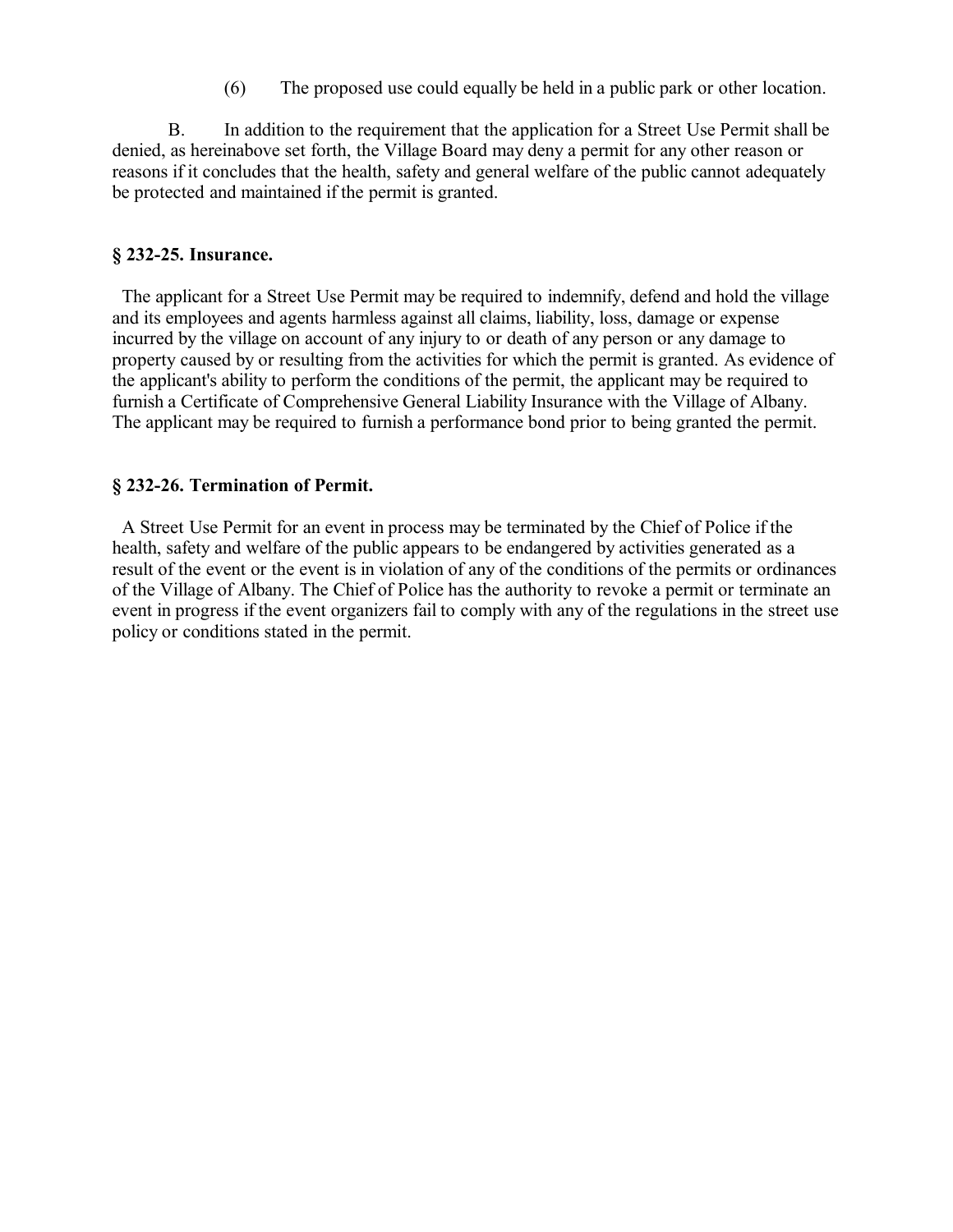(6) The proposed use could equally be held in a public park or other location.

B. In addition to the requirement that the application for a Street Use Permit shall be denied, as hereinabove set forth, the Village Board may deny a permit for any other reason or reasons if it concludes that the health, safety and general welfare of the public cannot adequately be protected and maintained if the permit is granted.

### § 232-25. Insurance.

The applicant for a Street Use Permit may be required to indemnify, defend and hold the village and its employees and agents harmless against all claims, liability, loss, damage or expense incurred by the village on account of any injury to or death of any person or any damage to property caused by or resulting from the activities for which the permit is granted. As evidence of the applicant's ability to perform the conditions of the permit, the applicant may be required to furnish a Certificate of Comprehensive General Liability Insurance with the Village of Albany. The applicant may be required to furnish a performance bond prior to being granted the permit.

### § 232-26. Termination of Permit.

A Street Use Permit for an event in process may be terminated by the Chief of Police if the health, safety and welfare of the public appears to be endangered by activities generated as a result of the event or the event is in violation of any of the conditions of the permits or ordinances of the Village of Albany. The Chief of Police has the authority to revoke a permit or terminate an event in progress if the event organizers fail to comply with any of the regulations in the street use policy or conditions stated in the permit.